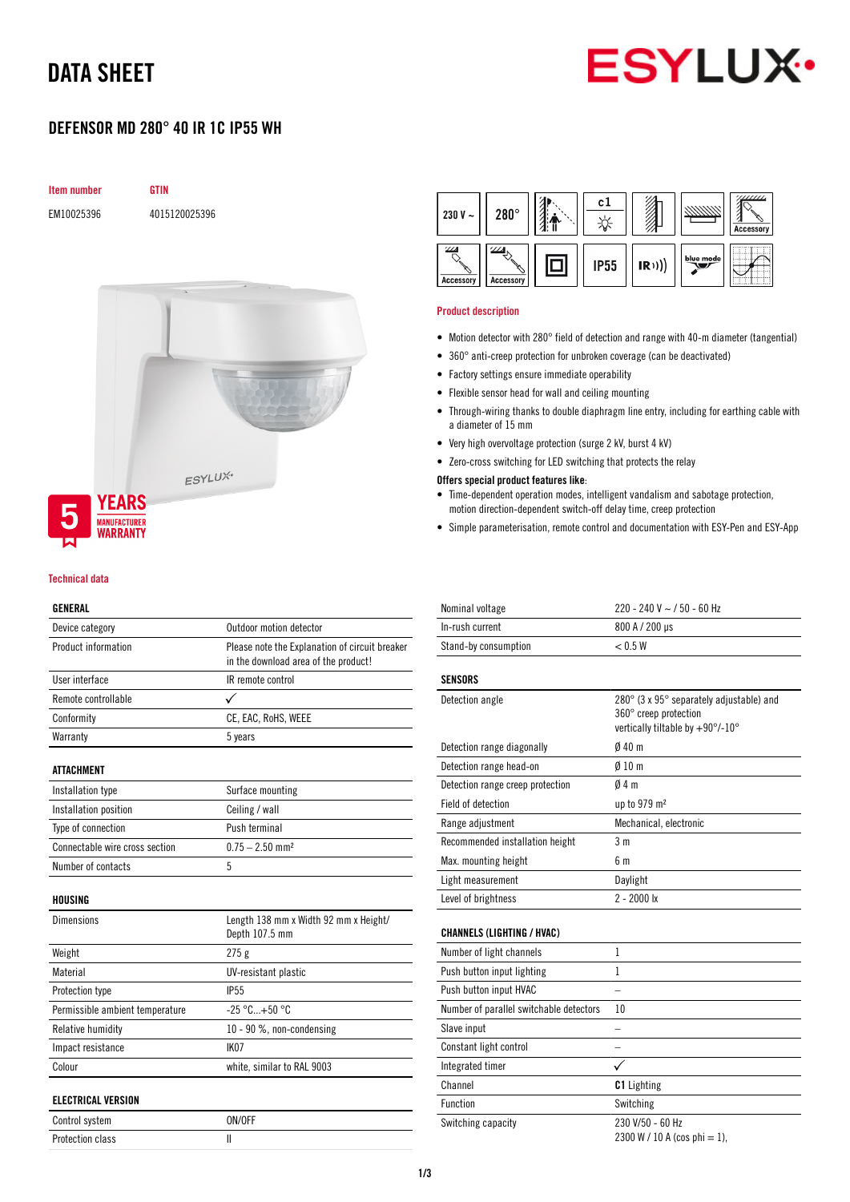# DATA SHEET

## DEFENSOR MD 280° 40 IR 1C IP55 WH

| Item number | GTIN |
|---|---|
| EM10025396 | 4015120025396 |

5 YEARS MANUFACTURER WARRANTY

### Product description

- Motion detector with 280° field of detection and range with 40-m diameter (tangential)
- 360° anti-creep protection for unbroken coverage (can be deactivated)
- Factory settings ensure immediate operability
- Flexible sensor head for wall and ceiling mounting
- Through-wiring thanks to double diaphragm line entry, including for earthing cable with a diameter of 15 mm
- Very high overvoltage protection (surge 2 kV, burst 4 kV)
- Zero-cross switching for LED switching that protects the relay

**Offers special product features like:**

- Time-dependent operation modes, intelligent vandalism and sabotage protection, motion direction-dependent switch-off delay time, creep protection
- Simple parameterisation, remote control and documentation with ESY-Pen and ESY-App

### Technical data

| GENERAL | |
|---|---|
| Device category | Outdoor motion detector |
| Product information | Please note the Explanation of circuit breaker in the download area of the product! |
| User interface | IR remote control |
| Remote controllable | ✓ |
| Conformity | CE, EAC, RoHS, WEEE |
| Warranty | 5 years |

| ATTACHMENT | |
|---|---|
| Installation type | Surface mounting |
| Installation position | Ceiling / wall |
| Type of connection | Push terminal |
| Connectable wire cross section | 0.75 – 2.50 mm² |
| Number of contacts | 5 |

| HOUSING | |
|---|---|
| Dimensions | Length 138 mm x Width 92 mm x Height/ Depth 107.5 mm |
| Weight | 275 g |
| Material | UV-resistant plastic |
| Protection type | IP55 |
| Permissible ambient temperature | -25 °C...+50 °C |
| Relative humidity | 10 - 90 %, non-condensing |
| Impact resistance | IK07 |
| Colour | white, similar to RAL 9003 |

| ELECTRICAL VERSION | |
|---|---|
| Control system | ON/OFF |
| Protection class | II |
| Nominal voltage | 220 - 240 V ~ / 50 - 60 Hz |
| In-rush current | 800 A / 200 µs |
| Stand-by consumption | < 0.5 W |

| SENSORS | |
|---|---|
| Detection angle | 280° (3 x 95° separately adjustable) and 360° creep protection vertically tiltable by +90°/-10° |
| Detection range diagonally | Ø 40 m |
| Detection range head-on | Ø 10 m |
| Detection range creep protection | Ø 4 m |
| Field of detection | up to 979 m² |
| Range adjustment | Mechanical, electronic |
| Recommended installation height | 3 m |
| Max. mounting height | 6 m |
| Light measurement | Daylight |
| Level of brightness | 2 - 2000 lx |

| CHANNELS (LIGHTING / HVAC) | |
|---|---|
| Number of light channels | 1 |
| Push button input lighting | 1 |
| Push button input HVAC | – |
| Number of parallel switchable detectors | 10 |
| Slave input | – |
| Constant light control | – |
| Integrated timer | ✓ |
| Channel | **C1** Lighting |
| Function | Switching |
| Switching capacity | 230 V/50 - 60 Hz 2300 W / 10 A (cos phi = 1), |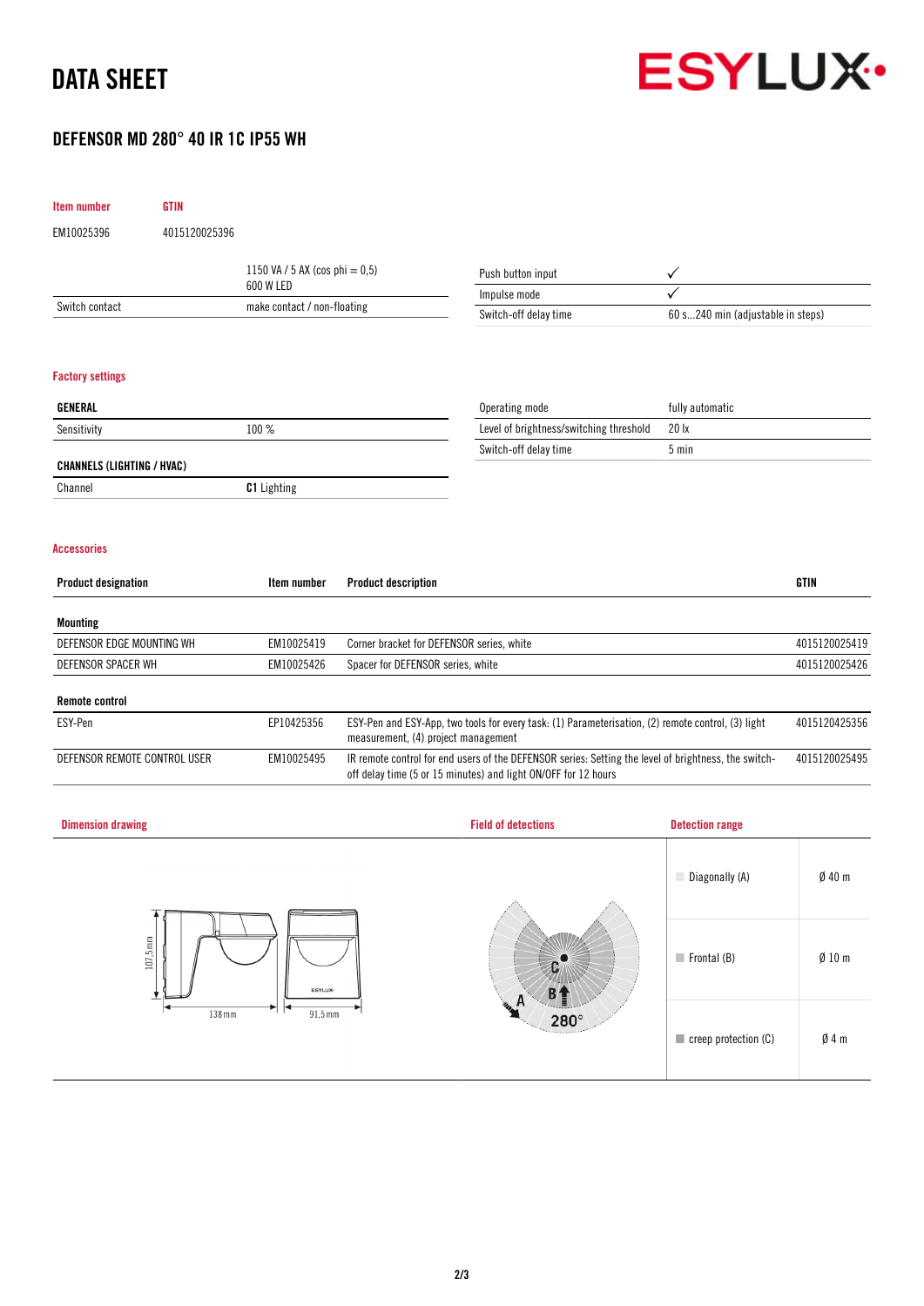# DATA SHEET

## DEFENSOR MD 280° 40 IR 1C IP55 WH

| Item number | GTIN |
|---|---|
| EM10025396 | 4015120025396 |

| | |
|---|---|
| | 1150 VA / 5 AX (cos phi = 0,5) 600 W LED |
| Switch contact | make contact / non-floating |

| | |
|---|---|
| Push button input | ✓ |
| Impulse mode | ✓ |
| Switch-off delay time | 60 s...240 min (adjustable in steps) |

### Factory settings

| GENERAL | |
|---|---|
| Sensitivity | 100 % |

| CHANNELS (LIGHTING / HVAC) | |
|---|---|
| Channel | **C1** Lighting |

| | |
|---|---|
| Operating mode | fully automatic |
| Level of brightness/switching threshold | 20 lx |
| Switch-off delay time | 5 min |

### Accessories

| Product designation | Item number | Product description | GTIN |
|---|---|---|---|
| **Mounting** | | | |
| DEFENSOR EDGE MOUNTING WH | EM10025419 | Corner bracket for DEFENSOR series, white | 4015120025419 |
| DEFENSOR SPACER WH | EM10025426 | Spacer for DEFENSOR series, white | 4015120025426 |
| **Remote control** | | | |
| ESY-Pen | EP10425356 | ESY-Pen and ESY-App, two tools for every task: (1) Parameterisation, (2) remote control, (3) light measurement, (4) project management | 4015120425356 |
| DEFENSOR REMOTE CONTROL USER | EM10025495 | IR remote control for end users of the DEFENSOR series: Setting the level of brightness, the switch-off delay time (5 or 15 minutes) and light ON/OFF for 12 hours | 4015120025495 |

### Dimension drawing

107,5 mm; 138 mm; 91,5 mm

### Field of detections

280°

### Detection range

| | |
|---|---|
| Diagonally (A) | Ø 40 m |
| Frontal (B) | Ø 10 m |
| creep protection (C) | Ø 4 m |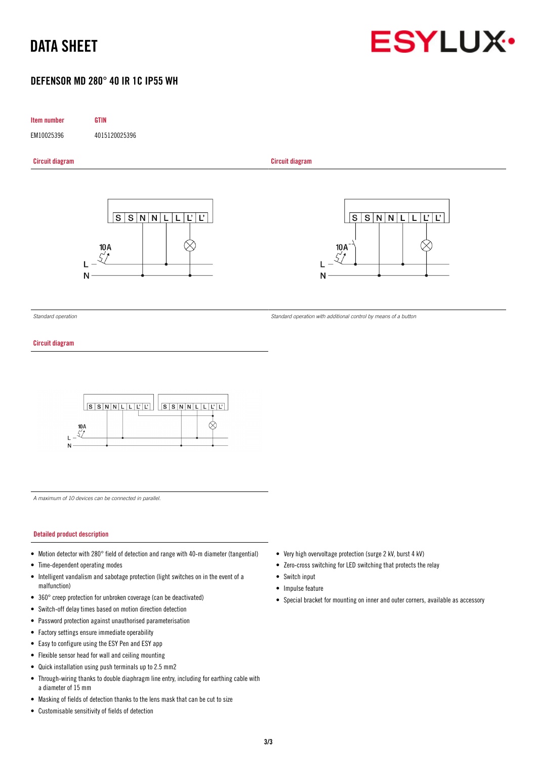# DATA SHEET

## DEFENSOR MD 280° 40 IR 1C IP55 WH

| Item number | GTIN |
| --- | --- |
| EM10025396 | 4015120025396 |

### Circuit diagram

S | S | N | N | L | L | L' | L'

10A

L

N

*Standard operation*

### Circuit diagram

S | S | N | N | L | L | L' | L'

10A

L

N

*Standard operation with additional control by means of a button*

### Circuit diagram

S | S | N | N | L | L | L' | L'

S | S | N | N | L | L | L' | L'

10A

L

N

*A maximum of 10 devices can be connected in parallel.*

### Detailed product description

- Motion detector with 280° field of detection and range with 40-m diameter (tangential)
- Time-dependent operating modes
- Intelligent vandalism and sabotage protection (light switches on in the event of a malfunction)
- 360° creep protection for unbroken coverage (can be deactivated)
- Switch-off delay times based on motion direction detection
- Password protection against unauthorised parameterisation
- Factory settings ensure immediate operability
- Easy to configure using the ESY Pen and ESY app
- Flexible sensor head for wall and ceiling mounting
- Quick installation using push terminals up to 2.5 mm2
- Through-wiring thanks to double diaphragm line entry, including for earthing cable with a diameter of 15 mm
- Masking of fields of detection thanks to the lens mask that can be cut to size
- Customisable sensitivity of fields of detection
- Very high overvoltage protection (surge 2 kV, burst 4 kV)
- Zero-cross switching for LED switching that protects the relay
- Switch input
- Impulse feature
- Special bracket for mounting on inner and outer corners, available as accessory